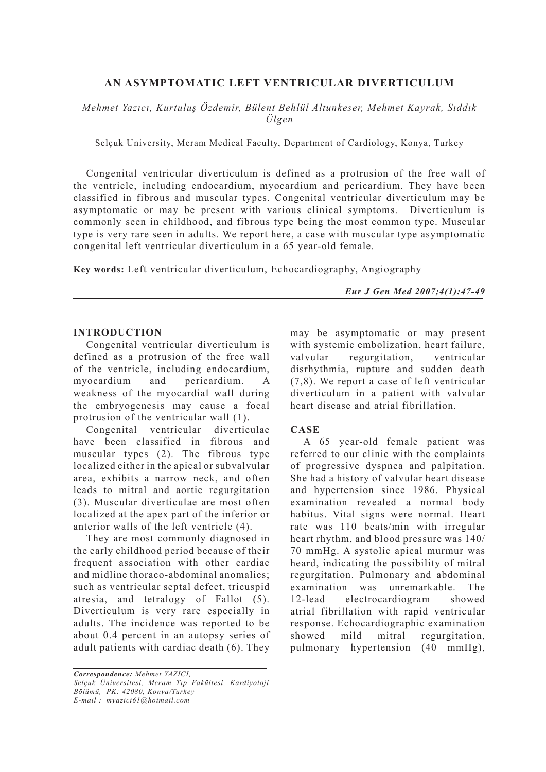# AN ASYMPTOMATIC LEFT VENTRICULAR DIVERTICULUM

*Mehmet Yazıcı, Kurtuluş Özdemir, Bülent Behlül Altunkeser, Mehmet Kayrak, Sıddık Ülgen*

Selçuk University, Meram Medical Faculty, Department of Cardiology, Konya, Turkey

Congenital ventricular diverticulum is defined as a protrusion of the free wall of the ventricle, including endocardium, myocardium and pericardium. They have been classified in fibrous and muscular types. Congenital ventricular diverticulum may be asymptomatic or may be present with various clinical symptoms. Diverticulum is commonly seen in childhood, and fibrous type being the most common type. Muscular type is very rare seen in adults. We report here, a case with muscular type asymptomatic congenital left ventricular diverticulum in a 65 year-old female.

**Key words:** Left ventricular diverticulum, Echocardiography, Angiography

## INTRODUCTION

Congenital ventricular diverticulum is defined as a protrusion of the free wall of the ventricle, including endocardium, myocardium and pericardium. A weakness of the myocardial wall during the embryogenesis may cause a focal protrusion of the ventricular wall (1).

Congenital ventricular diverticulae have been classified in fibrous and muscular types (2). The fibrous type localized either in the apical or subvalvular area, exhibits a narrow neck, and often leads to mitral and aortic regurgitation (3). Muscular diverticulae are most often localized at the apex part of the inferior or anterior walls of the left ventricle (4).

They are most commonly diagnosed in the early childhood period because of their frequent association with other cardiac and midline thoraco-abdominal anomalies; such as ventricular septal defect, tricuspid atresia, and tetralogy of Fallot (5). Diverticulum is very rare especially in adults. The incidence was reported to be about 0.4 percent in an autopsy series of adult patients with cardiac death (6). They may be asymptomatic or may present with systemic embolization, heart failure, valvular regurgitation, ventricular disrhythmia, rupture and sudden death (7,8). We report a case of left ventricular diverticulum in a patient with valvular heart disease and atrial fibrillation.

## CASE

A 65 year-old female patient was referred to our clinic with the complaints of progressive dyspnea and palpitation. She had a history of valvular heart disease and hypertension since 1986. Physical examination revealed a normal body habitus. Vital signs were normal. Heart rate was 110 beats/min with irregular heart rhythm, and blood pressure was 140/70 mmHg. A systolic apical murmur was heard, indicating the possibility of mitral regurgitation. Pulmonary and abdominal examination was unremarkable. The 12-lead electrocardiogram showed atrial fibrillation with rapid ventricular response. Echocardiographic examination showed mild mitral regurgitation, pulmonary hypertension (40 mmHg),

*Correspondence: Mehmet YAZICI, Selçuk Üniversitesi, Meram Tıp Fakültesi, Kardiyoloji Bölümü, PK: 42080, Konya/Turkey*
*E-mail : myazici61@hotmail.com*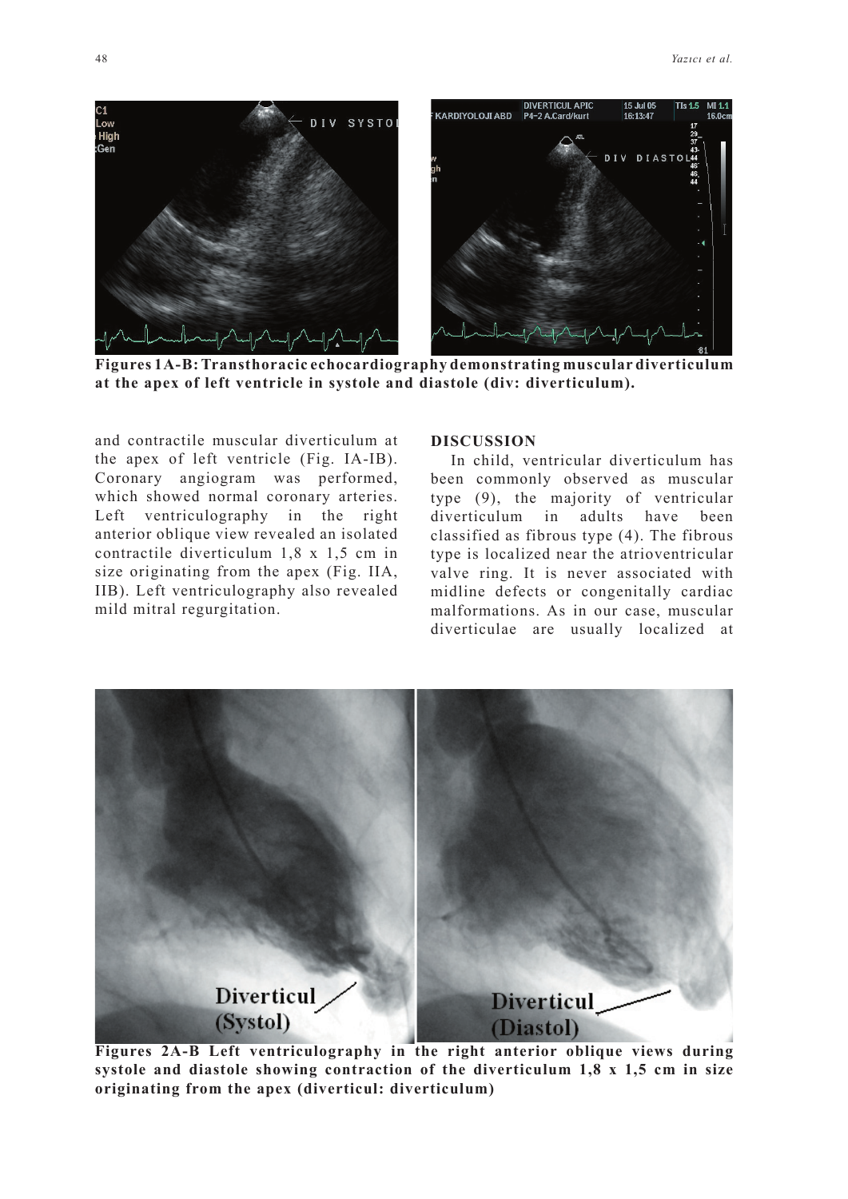**Figures 1A-B: Transthoracic echocardiography demonstrating muscular diverticulum at the apex of left ventricle in systole and diastole (div: diverticulum).**

and contractile muscular diverticulum at the apex of left ventricle (Fig. IA-IB). Coronary angiogram was performed, which showed normal coronary arteries. Left ventriculography in the right anterior oblique view revealed an isolated contractile diverticulum 1,8 x 1,5 cm in size originating from the apex (Fig. IIA, IIB). Left ventriculography also revealed mild mitral regurgitation.

## DISCUSSION

In child, ventricular diverticulum has been commonly observed as muscular type (9), the majority of ventricular diverticulum in adults have been classified as fibrous type (4). The fibrous type is localized near the atrioventricular valve ring. It is never associated with midline defects or congenitally cardiac malformations. As in our case, muscular diverticulae are usually localized at

**Figures 2A-B Left ventriculography in the right anterior oblique views during systole and diastole showing contraction of the diverticulum 1,8 x 1,5 cm in size originating from the apex (diverticul: diverticulum)**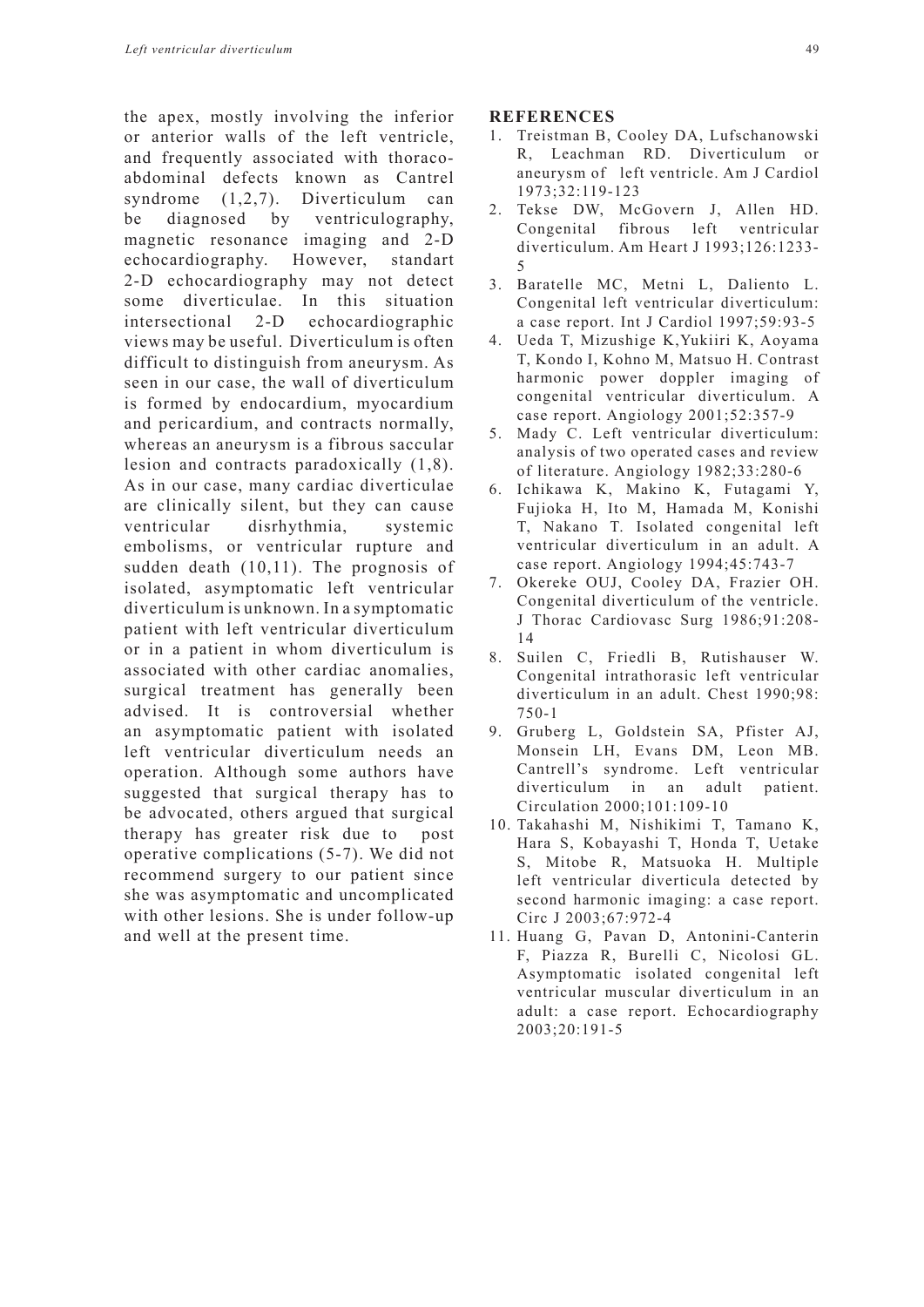the apex, mostly involving the inferior or anterior walls of the left ventricle, and frequently associated with thoraco-abdominal defects known as Cantrel syndrome (1,2,7). Diverticulum can be diagnosed by ventriculography, magnetic resonance imaging and 2-D echocardiography. However, standart 2-D echocardiography may not detect some diverticulae. In this situation intersectional 2-D echocardiographic views may be useful. Diverticulum is often difficult to distinguish from aneurysm. As seen in our case, the wall of diverticulum is formed by endocardium, myocardium and pericardium, and contracts normally, whereas an aneurysm is a fibrous saccular lesion and contracts paradoxically (1,8). As in our case, many cardiac diverticulae are clinically silent, but they can cause ventricular disrhythmia, systemic embolisms, or ventricular rupture and sudden death (10,11). The prognosis of isolated, asymptomatic left ventricular diverticulum is unknown. In a symptomatic patient with left ventricular diverticulum or in a patient in whom diverticulum is associated with other cardiac anomalies, surgical treatment has generally been advised. It is controversial whether an asymptomatic patient with isolated left ventricular diverticulum needs an operation. Although some authors have suggested that surgical therapy has to be advocated, others argued that surgical therapy has greater risk due to post operative complications (5-7). We did not recommend surgery to our patient since she was asymptomatic and uncomplicated with other lesions. She is under follow-up and well at the present time.

## REFERENCES

1. Treistman B, Cooley DA, Lufschanowski R, Leachman RD. Diverticulum or aneurysm of left ventricle. Am J Cardiol 1973;32:119-123
2. Tekse DW, McGovern J, Allen HD. Congenital fibrous left ventricular diverticulum. Am Heart J 1993;126:1233-5
3. Baratelle MC, Metni L, Daliento L. Congenital left ventricular diverticulum: a case report. Int J Cardiol 1997;59:93-5
4. Ueda T, Mizushige K,Yukiiri K, Aoyama T, Kondo I, Kohno M, Matsuo H. Contrast harmonic power doppler imaging of congenital ventricular diverticulum. A case report. Angiology 2001;52:357-9
5. Mady C. Left ventricular diverticulum: analysis of two operated cases and review of literature. Angiology 1982;33:280-6
6. Ichikawa K, Makino K, Futagami Y, Fujioka H, Ito M, Hamada M, Konishi T, Nakano T. Isolated congenital left ventricular diverticulum in an adult. A case report. Angiology 1994;45:743-7
7. Okereke OUJ, Cooley DA, Frazier OH. Congenital diverticulum of the ventricle. J Thorac Cardiovasc Surg 1986;91:208-14
8. Suilen C, Friedli B, Rutishauser W. Congenital intrathorasic left ventricular diverticulum in an adult. Chest 1990;98: 750-1
9. Gruberg L, Goldstein SA, Pfister AJ, Monsein LH, Evans DM, Leon MB. Cantrell's syndrome. Left ventricular diverticulum in an adult patient. Circulation 2000;101:109-10
10. Takahashi M, Nishikimi T, Tamano K, Hara S, Kobayashi T, Honda T, Uetake S, Mitobe R, Matsuoka H. Multiple left ventricular diverticula detected by second harmonic imaging: a case report. Circ J 2003;67:972-4
11. Huang G, Pavan D, Antonini-Canterin F, Piazza R, Burelli C, Nicolosi GL. Asymptomatic isolated congenital left ventricular muscular diverticulum in an adult: a case report. Echocardiography 2003;20:191-5